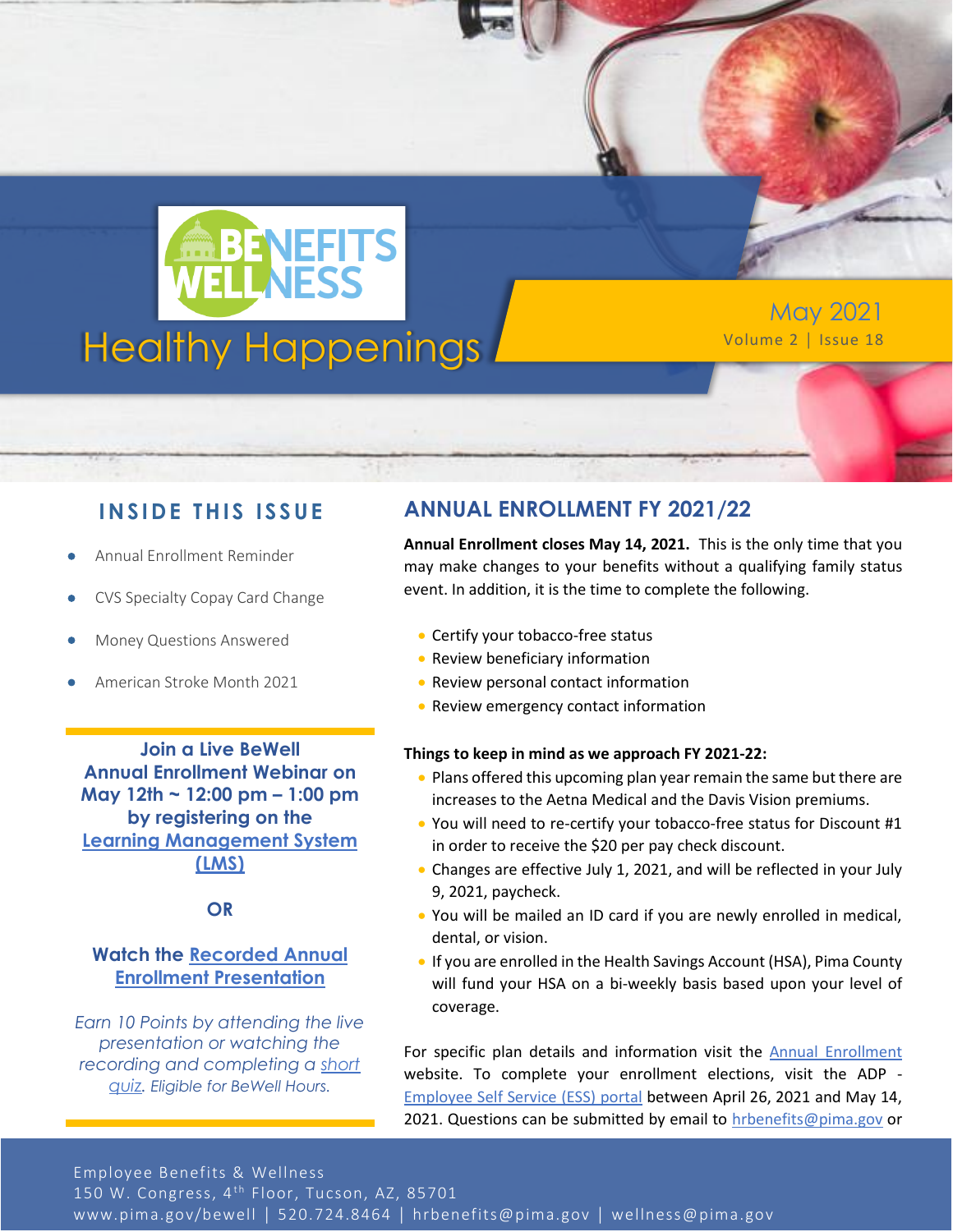# BENEFITS WELLNESS

## Healthy Happenings

May 2021
Volume 2 | Issue 18

### INSIDE THIS ISSUE

- Annual Enrollment Reminder
- CVS Specialty Copay Card Change
- Money Questions Answered
- American Stroke Month 2021

**Join a Live BeWell Annual Enrollment Webinar on May 12th ~ 12:00 pm – 1:00 pm by registering on the Learning Management System (LMS)**

**OR**

**Watch the Recorded Annual Enrollment Presentation**

*Earn 10 Points by attending the live presentation or watching the recording and completing a short quiz. Eligible for BeWell Hours.*

## ANNUAL ENROLLMENT FY 2021/22

**Annual Enrollment closes May 14, 2021.** This is the only time that you may make changes to your benefits without a qualifying family status event. In addition, it is the time to complete the following.

- Certify your tobacco-free status
- Review beneficiary information
- Review personal contact information
- Review emergency contact information

**Things to keep in mind as we approach FY 2021-22:**

- Plans offered this upcoming plan year remain the same but there are increases to the Aetna Medical and the Davis Vision premiums.
- You will need to re-certify your tobacco-free status for Discount #1 in order to receive the $20 per pay check discount.
- Changes are effective July 1, 2021, and will be reflected in your July 9, 2021, paycheck.
- You will be mailed an ID card if you are newly enrolled in medical, dental, or vision.
- If you are enrolled in the Health Savings Account (HSA), Pima County will fund your HSA on a bi-weekly basis based upon your level of coverage.

For specific plan details and information visit the Annual Enrollment website. To complete your enrollment elections, visit the ADP - Employee Self Service (ESS) portal between April 26, 2021 and May 14, 2021. Questions can be submitted by email to hrbenefits@pima.gov or

Employee Benefits & Wellness
150 W. Congress, 4th Floor, Tucson, AZ, 85701
www.pima.gov/bewell | 520.724.8464 | hrbenefits@pima.gov | wellness@pima.gov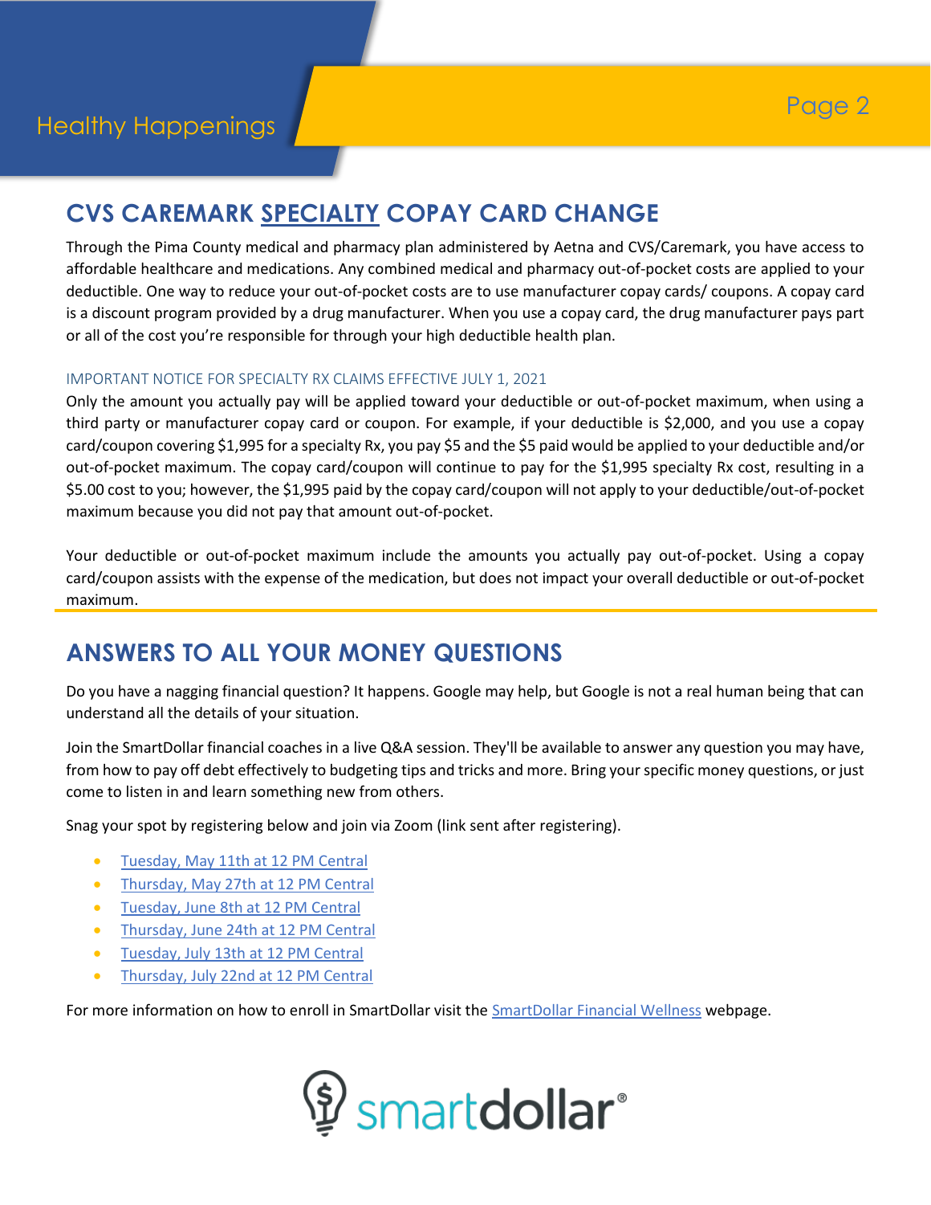## CVS CAREMARK SPECIALTY COPAY CARD CHANGE

Through the Pima County medical and pharmacy plan administered by Aetna and CVS/Caremark, you have access to affordable healthcare and medications. Any combined medical and pharmacy out-of-pocket costs are applied to your deductible. One way to reduce your out-of-pocket costs are to use manufacturer copay cards/ coupons. A copay card is a discount program provided by a drug manufacturer. When you use a copay card, the drug manufacturer pays part or all of the cost you're responsible for through your high deductible health plan.

### IMPORTANT NOTICE FOR SPECIALTY RX CLAIMS EFFECTIVE JULY 1, 2021

Only the amount you actually pay will be applied toward your deductible or out-of-pocket maximum, when using a third party or manufacturer copay card or coupon. For example, if your deductible is $2,000, and you use a copay card/coupon covering $1,995 for a specialty Rx, you pay $5 and the $5 paid would be applied to your deductible and/or out-of-pocket maximum. The copay card/coupon will continue to pay for the $1,995 specialty Rx cost, resulting in a $5.00 cost to you; however, the $1,995 paid by the copay card/coupon will not apply to your deductible/out-of-pocket maximum because you did not pay that amount out-of-pocket.

Your deductible or out-of-pocket maximum include the amounts you actually pay out-of-pocket. Using a copay card/coupon assists with the expense of the medication, but does not impact your overall deductible or out-of-pocket maximum.

## ANSWERS TO ALL YOUR MONEY QUESTIONS

Do you have a nagging financial question? It happens. Google may help, but Google is not a real human being that can understand all the details of your situation.

Join the SmartDollar financial coaches in a live Q&A session. They'll be available to answer any question you may have, from how to pay off debt effectively to budgeting tips and tricks and more. Bring your specific money questions, or just come to listen in and learn something new from others.

Snag your spot by registering below and join via Zoom (link sent after registering).

- Tuesday, May 11th at 12 PM Central
- Thursday, May 27th at 12 PM Central
- Tuesday, June 8th at 12 PM Central
- Thursday, June 24th at 12 PM Central
- Tuesday, July 13th at 12 PM Central
- Thursday, July 22nd at 12 PM Central

For more information on how to enroll in SmartDollar visit the SmartDollar Financial Wellness webpage.

smartdollar®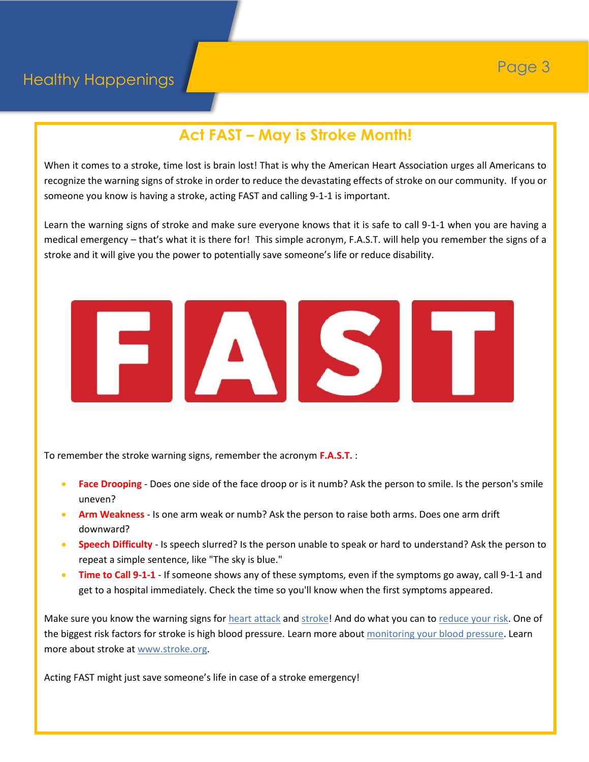## Act FAST – May is Stroke Month!

When it comes to a stroke, time lost is brain lost! That is why the American Heart Association urges all Americans to recognize the warning signs of stroke in order to reduce the devastating effects of stroke on our community. If you or someone you know is having a stroke, acting FAST and calling 9-1-1 is important.

Learn the warning signs of stroke and make sure everyone knows that it is safe to call 9-1-1 when you are having a medical emergency – that's what it is there for! This simple acronym, F.A.S.T. will help you remember the signs of a stroke and it will give you the power to potentially save someone's life or reduce disability.

FAST

To remember the stroke warning signs, remember the acronym **F.A.S.T.** :

- **Face Drooping** - Does one side of the face droop or is it numb? Ask the person to smile. Is the person's smile uneven?
- **Arm Weakness** - Is one arm weak or numb? Ask the person to raise both arms. Does one arm drift downward?
- **Speech Difficulty** - Is speech slurred? Is the person unable to speak or hard to understand? Ask the person to repeat a simple sentence, like "The sky is blue."
- **Time to Call 9-1-1** - If someone shows any of these symptoms, even if the symptoms go away, call 9-1-1 and get to a hospital immediately. Check the time so you'll know when the first symptoms appeared.

Make sure you know the warning signs for heart attack and stroke! And do what you can to reduce your risk. One of the biggest risk factors for stroke is high blood pressure. Learn more about monitoring your blood pressure. Learn more about stroke at www.stroke.org.

Acting FAST might just save someone's life in case of a stroke emergency!